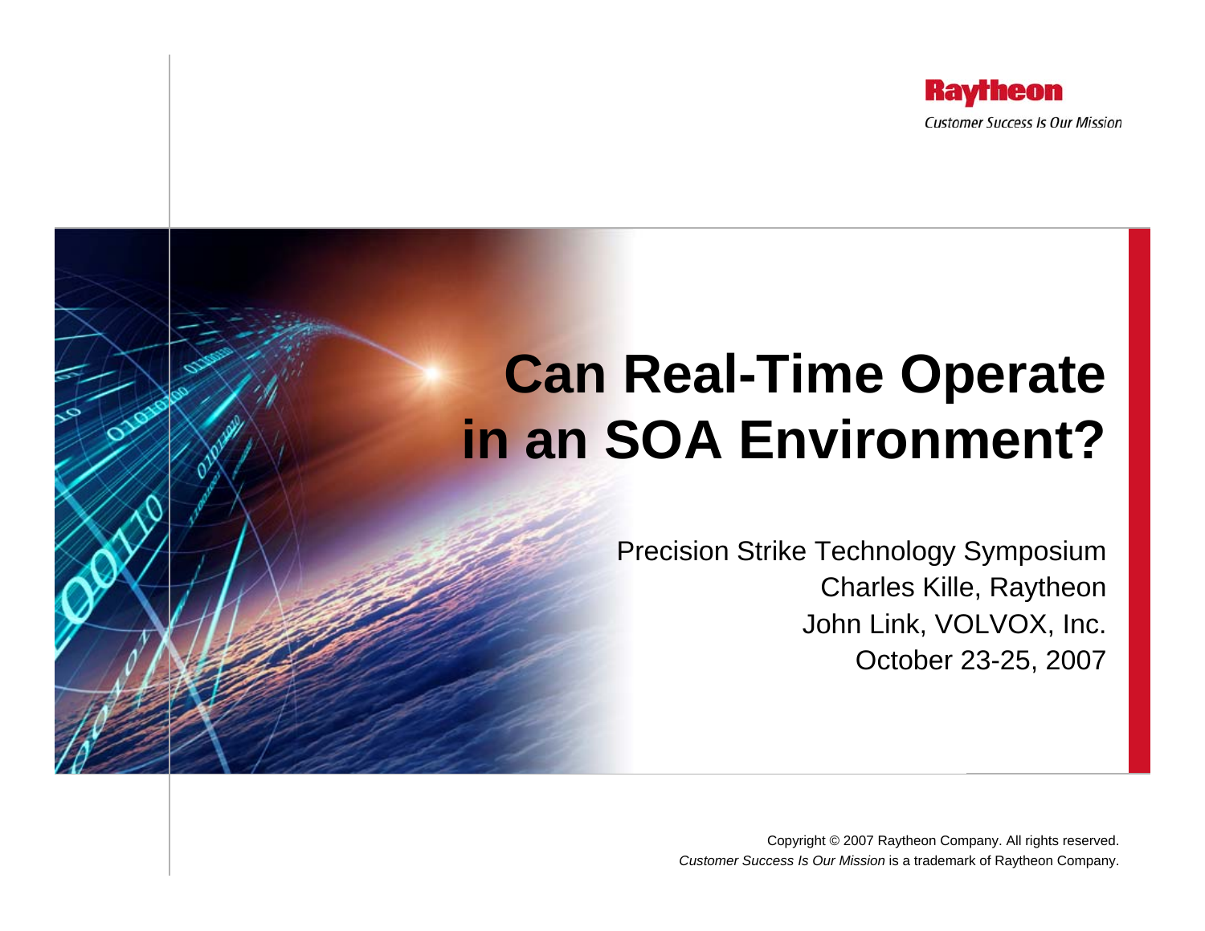Raytheon

*Customer Success Is Our Mission*

# Can Real-Time Operate in an SOA Environment?

Precision Strike Technology Symposium
Charles Kille, Raytheon
John Link, VOLVOX, Inc.
October 23-25, 2007

Copyright © 2007 Raytheon Company. All rights reserved.
*Customer Success Is Our Mission* is a trademark of Raytheon Company.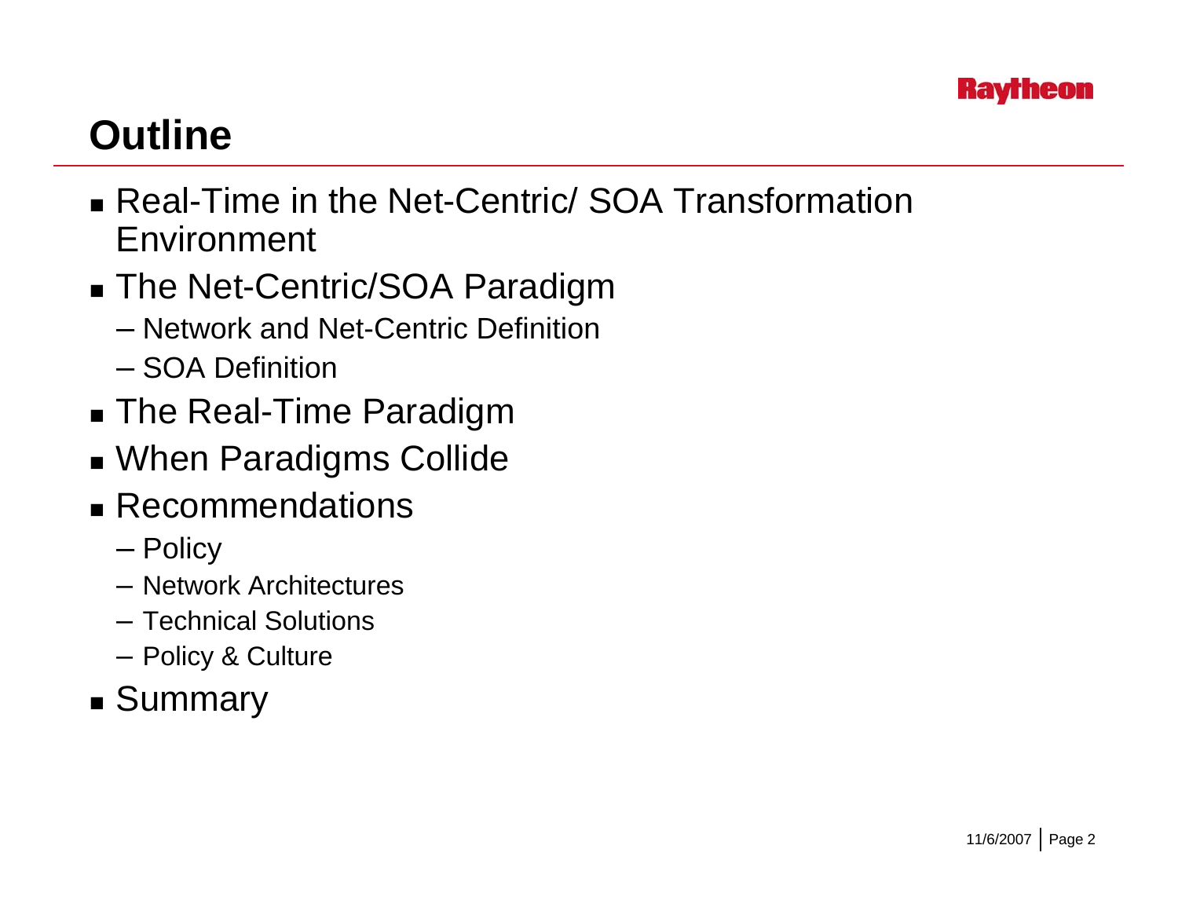# Outline

- Real-Time in the Net-Centric/ SOA Transformation Environment
- The Net-Centric/SOA Paradigm
  - Network and Net-Centric Definition
  - SOA Definition
- The Real-Time Paradigm
- When Paradigms Collide
- Recommendations
  - Policy
  - Network Architectures
  - Technical Solutions
  - Policy & Culture
- Summary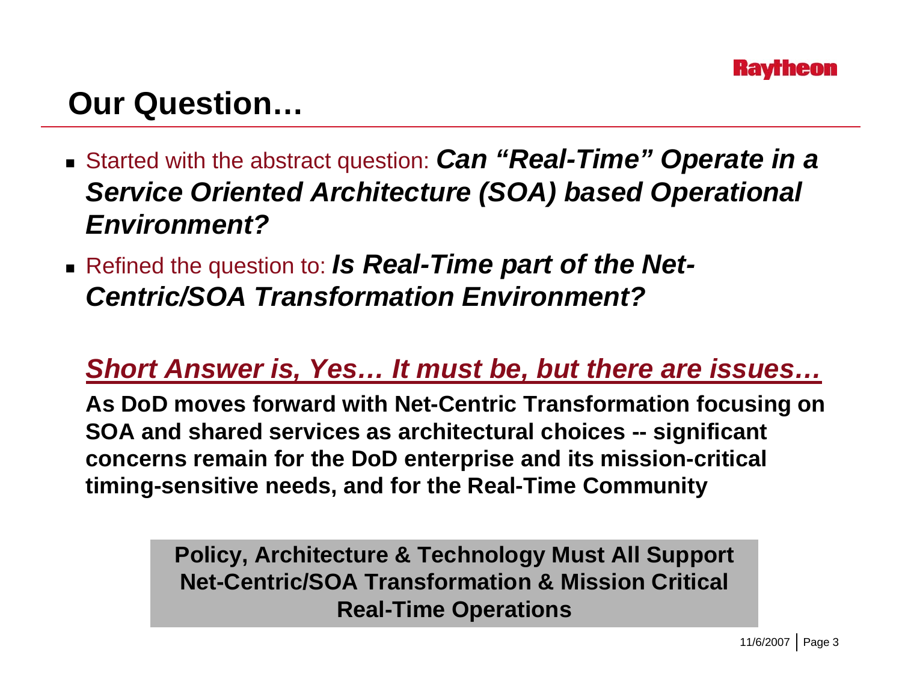# Our Question…

- Started with the abstract question: ***Can "Real-Time" Operate in a Service Oriented Architecture (SOA) based Operational Environment?***
- Refined the question to: ***Is Real-Time part of the Net-Centric/SOA Transformation Environment?***

***Short Answer is, Yes… It must be, but there are issues…***

**As DoD moves forward with Net-Centric Transformation focusing on SOA and shared services as architectural choices -- significant concerns remain for the DoD enterprise and its mission-critical timing-sensitive needs, and for the Real-Time Community**

**Policy, Architecture & Technology Must All Support Net-Centric/SOA Transformation & Mission Critical Real-Time Operations**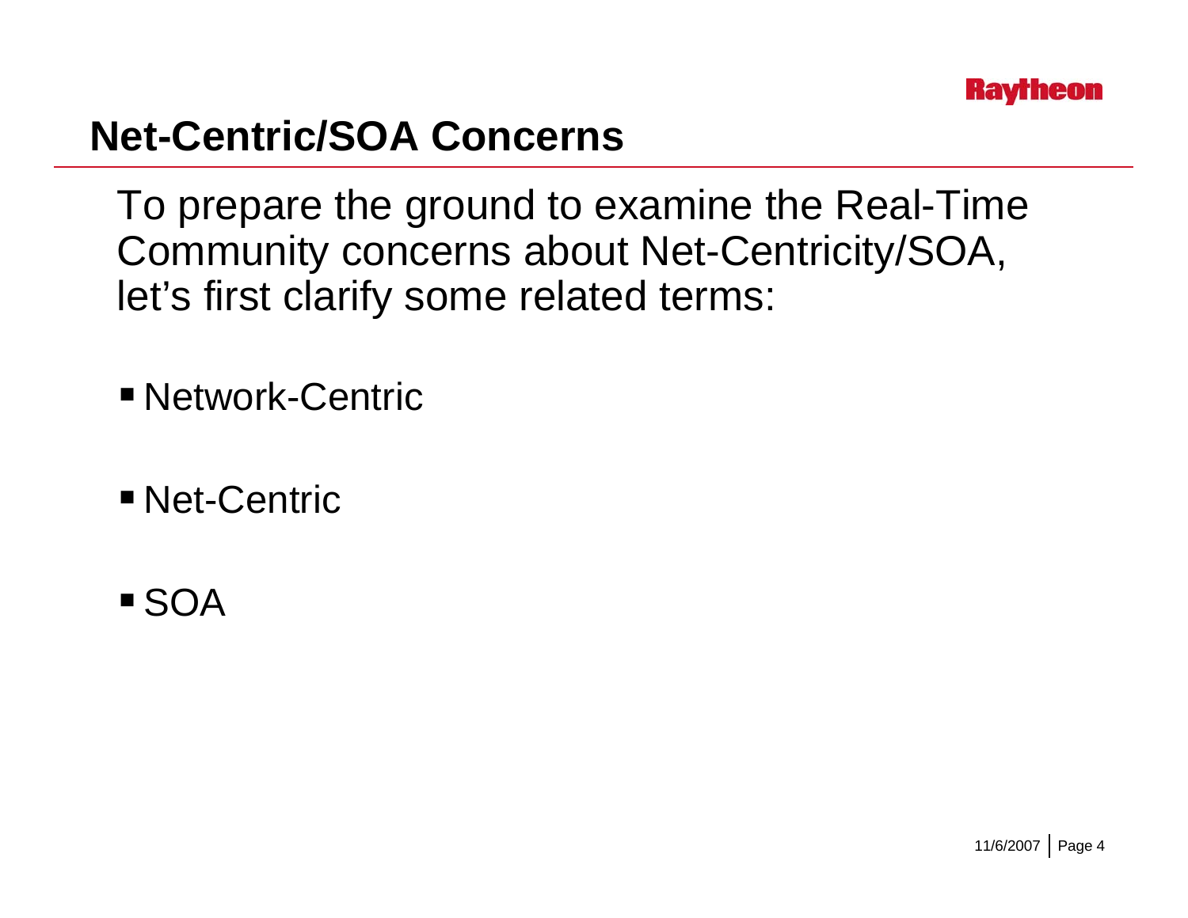# Net-Centric/SOA Concerns

To prepare the ground to examine the Real-Time Community concerns about Net-Centricity/SOA, let's first clarify some related terms:

- Network-Centric
- Net-Centric
- SOA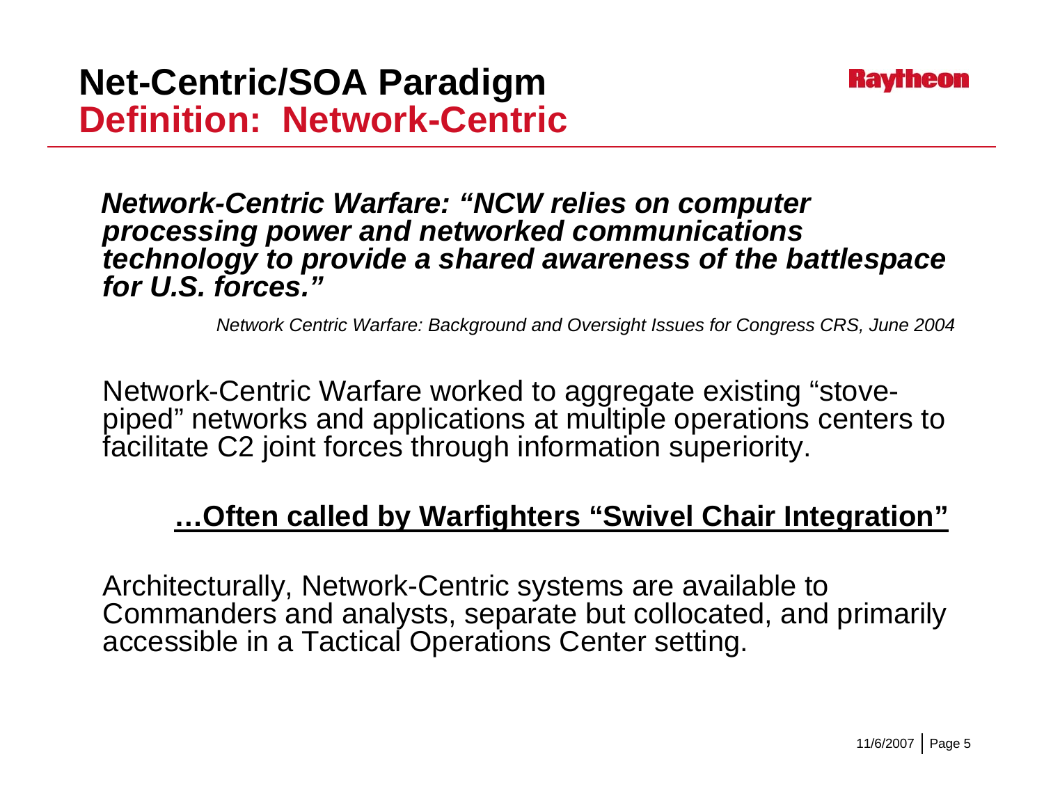# Net-Centric/SOA Paradigm

## Definition: Network-Centric

***Network-Centric Warfare: "NCW relies on computer processing power and networked communications technology to provide a shared awareness of the battlespace for U.S. forces."***

*Network Centric Warfare: Background and Oversight Issues for Congress CRS, June 2004*

Network-Centric Warfare worked to aggregate existing "stove-piped" networks and applications at multiple operations centers to facilitate C2 joint forces through information superiority.

**…Often called by Warfighters "Swivel Chair Integration"**

Architecturally, Network-Centric systems are available to Commanders and analysts, separate but collocated, and primarily accessible in a Tactical Operations Center setting.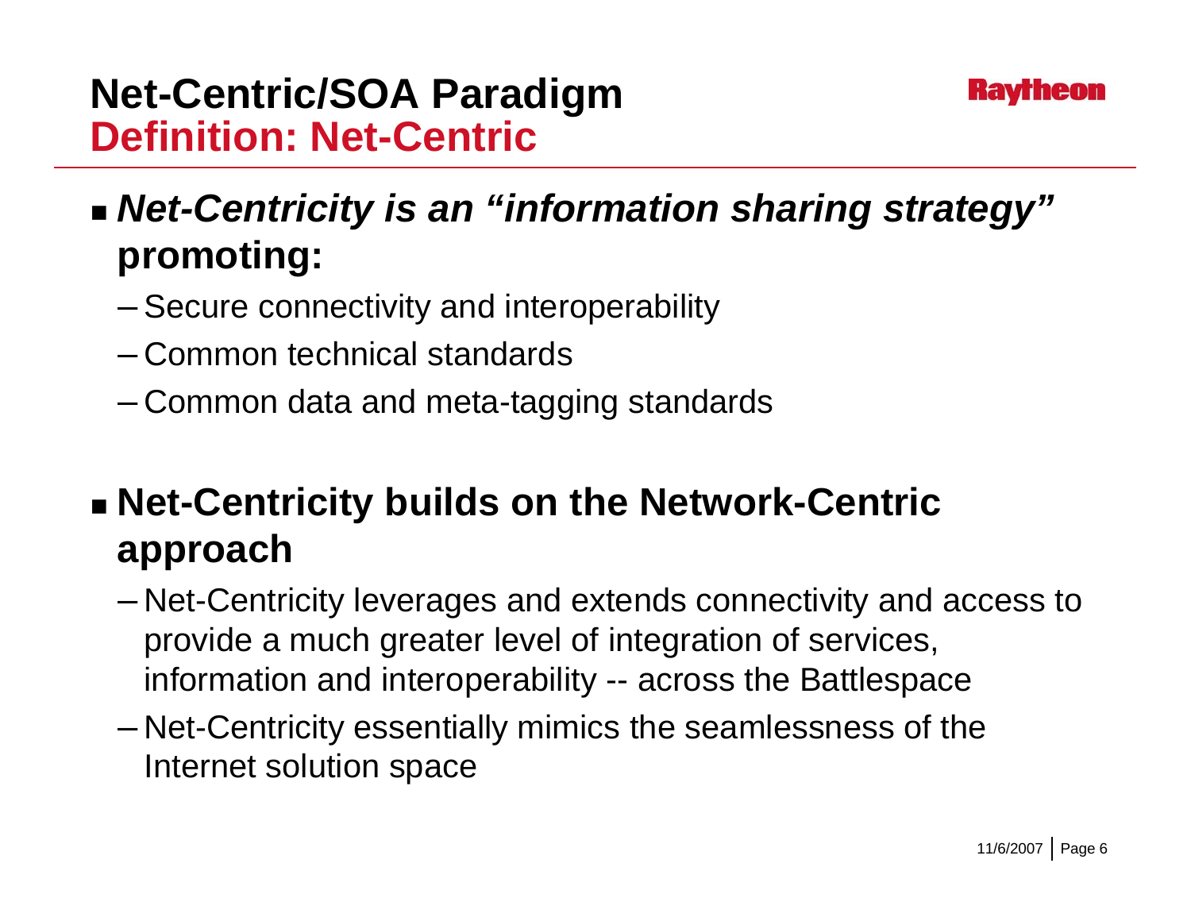# Net-Centric/SOA Paradigm
## Definition: Net-Centric

- ***Net-Centricity is an "information sharing strategy"*** **promoting:**
  - Secure connectivity and interoperability
  - Common technical standards
  - Common data and meta-tagging standards

- **Net-Centricity builds on the Network-Centric approach**
  - Net-Centricity leverages and extends connectivity and access to provide a much greater level of integration of services, information and interoperability -- across the Battlespace
  - Net-Centricity essentially mimics the seamlessness of the Internet solution space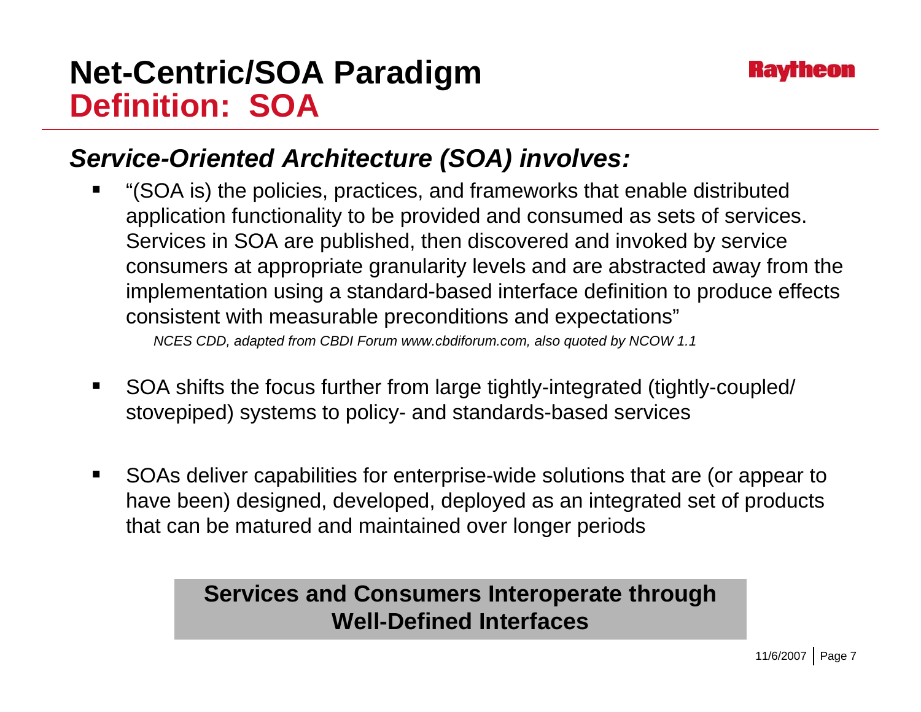# Net-Centric/SOA Paradigm
## Definition: SOA

### *Service-Oriented Architecture (SOA) involves:*

- "(SOA is) the policies, practices, and frameworks that enable distributed application functionality to be provided and consumed as sets of services. Services in SOA are published, then discovered and invoked by service consumers at appropriate granularity levels and are abstracted away from the implementation using a standard-based interface definition to produce effects consistent with measurable preconditions and expectations"

  *NCES CDD, adapted from CBDI Forum www.cbdiforum.com, also quoted by NCOW 1.1*

- SOA shifts the focus further from large tightly-integrated (tightly-coupled/ stovepiped) systems to policy- and standards-based services

- SOAs deliver capabilities for enterprise-wide solutions that are (or appear to have been) designed, developed, deployed as an integrated set of products that can be matured and maintained over longer periods

**Services and Consumers Interoperate through Well-Defined Interfaces**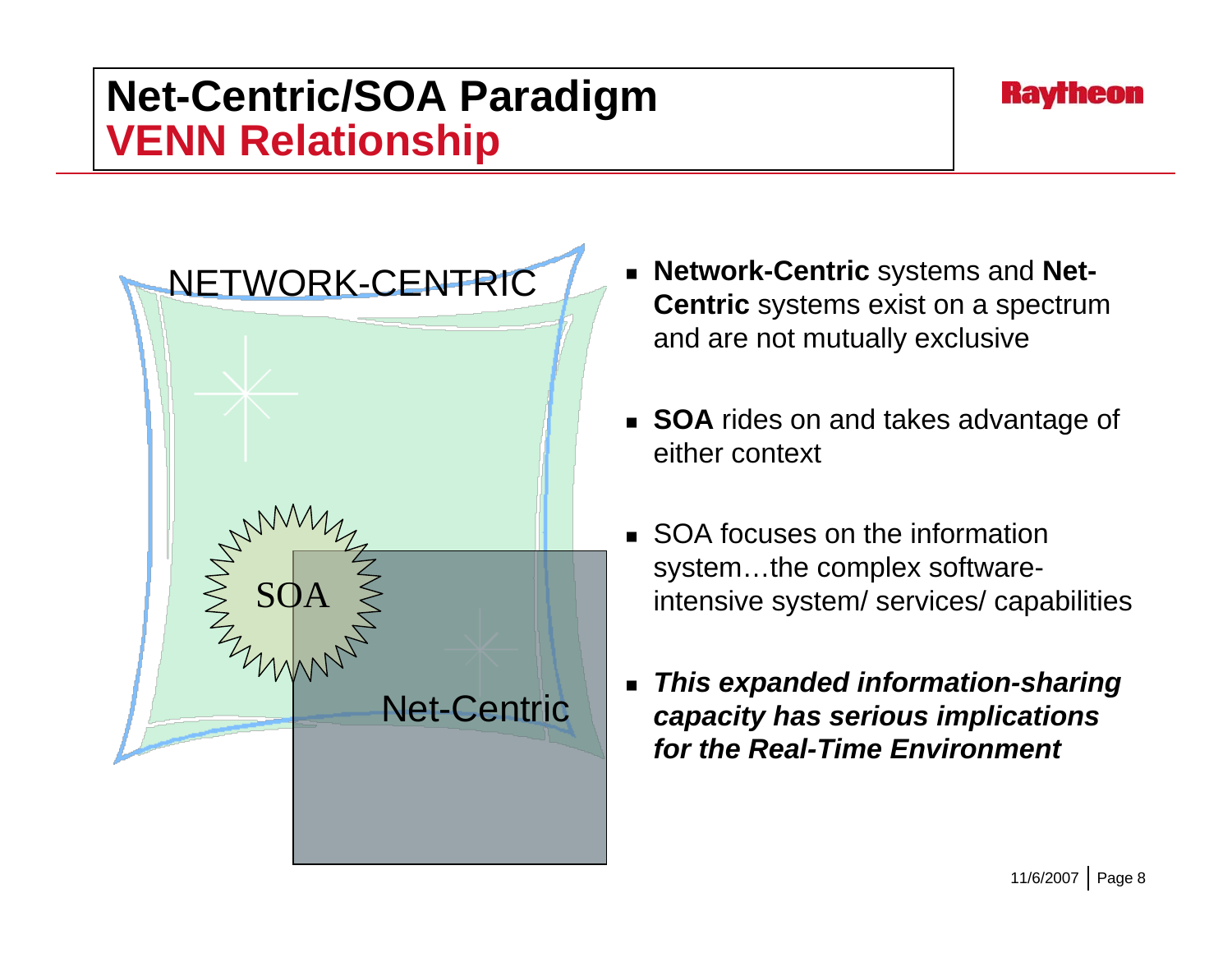# Net-Centric/SOA Paradigm
## VENN Relationship

NETWORK-CENTRIC

SOA

Net-Centric

- **Network-Centric** systems and **Net-Centric** systems exist on a spectrum and are not mutually exclusive
- **SOA** rides on and takes advantage of either context
- SOA focuses on the information system…the complex software-intensive system/ services/ capabilities
- ***This expanded information-sharing capacity has serious implications for the Real-Time Environment***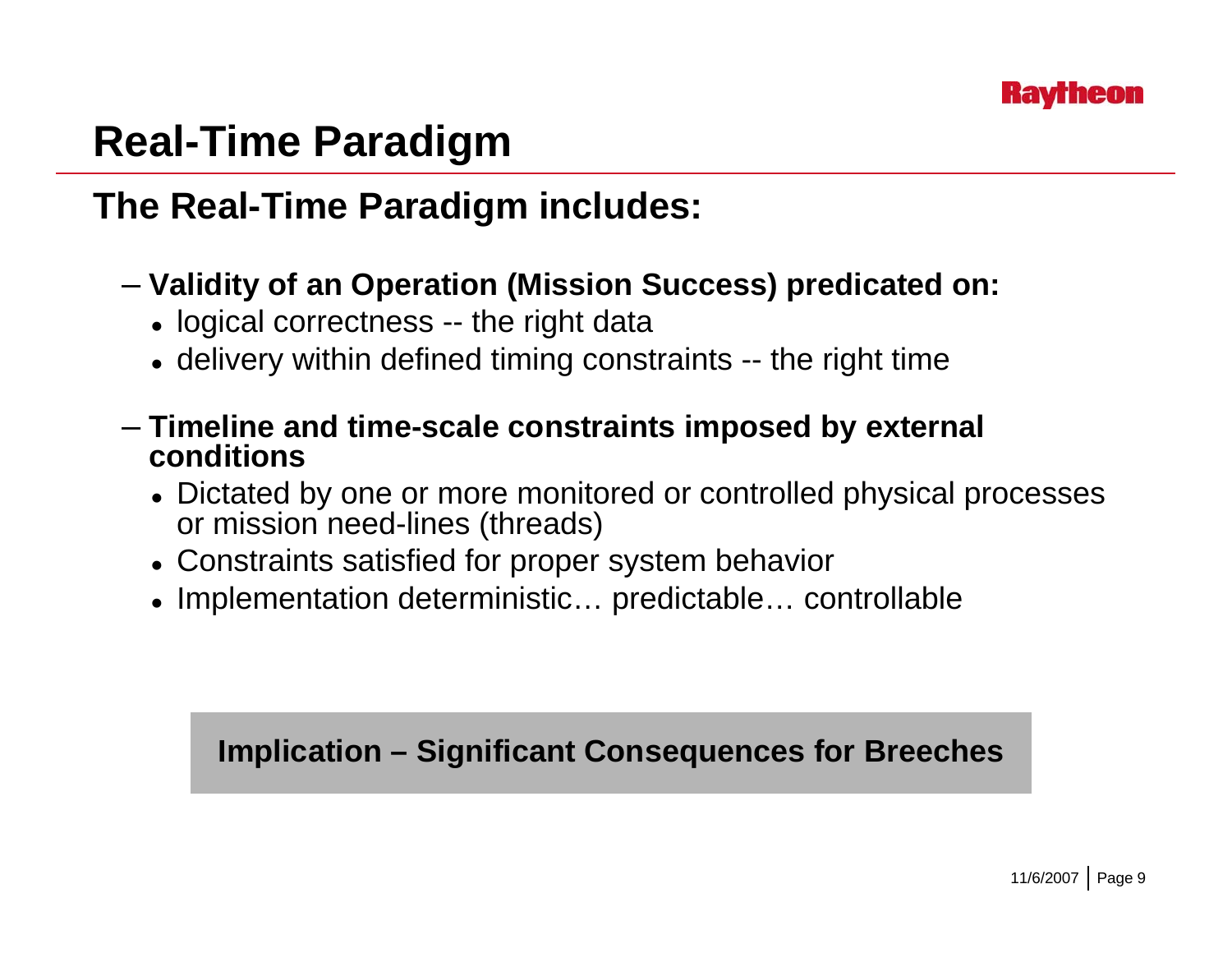# Real-Time Paradigm

## The Real-Time Paradigm includes:

- **Validity of an Operation (Mission Success) predicated on:**
  - logical correctness -- the right data
  - delivery within defined timing constraints -- the right time
- **Timeline and time-scale constraints imposed by external conditions**
  - Dictated by one or more monitored or controlled physical processes or mission need-lines (threads)
  - Constraints satisfied for proper system behavior
  - Implementation deterministic… predictable… controllable

**Implication – Significant Consequences for Breeches**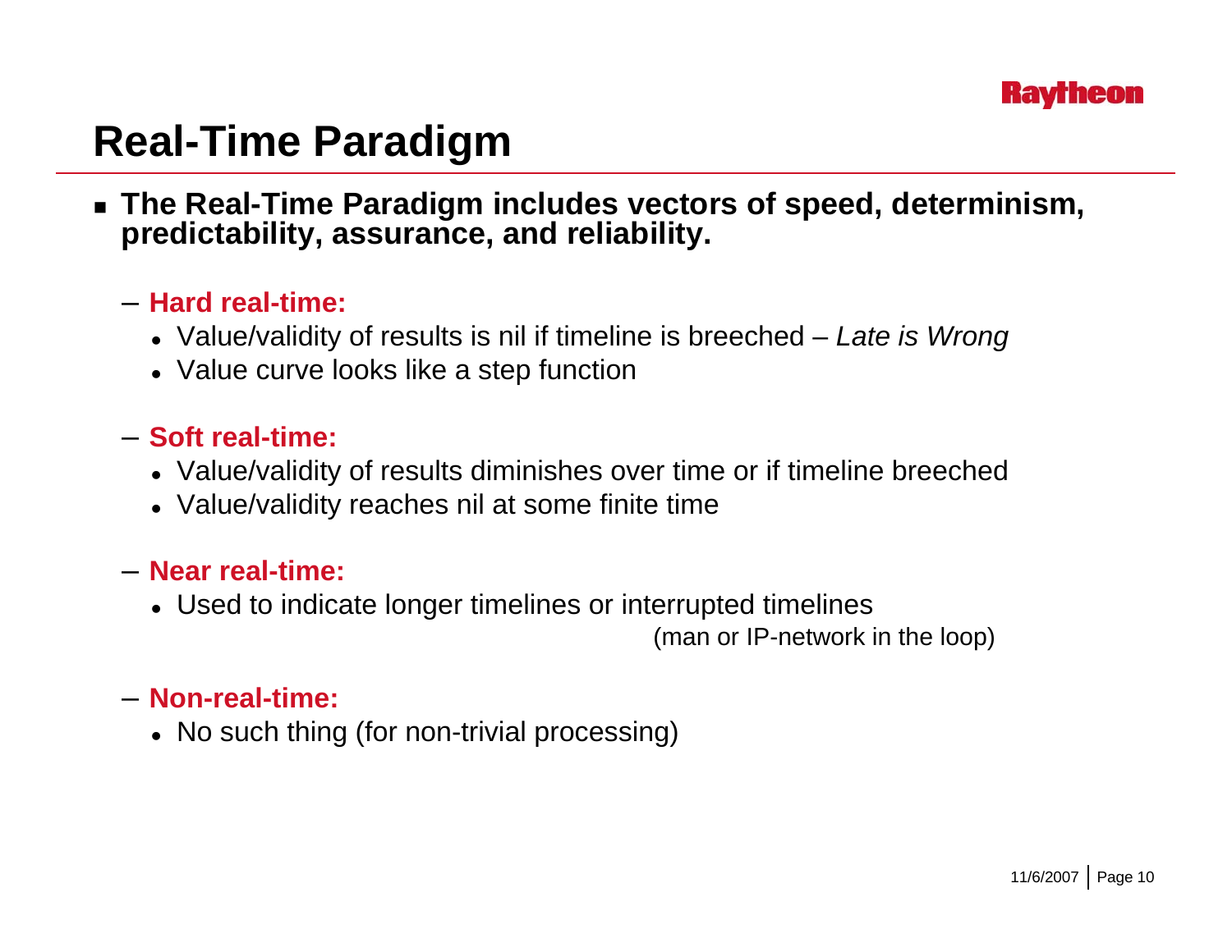# Real-Time Paradigm

- **The Real-Time Paradigm includes vectors of speed, determinism, predictability, assurance, and reliability.**
  - **Hard real-time:**
    - Value/validity of results is nil if timeline is breeched – *Late is Wrong*
    - Value curve looks like a step function
  - **Soft real-time:**
    - Value/validity of results diminishes over time or if timeline breeched
    - Value/validity reaches nil at some finite time
  - **Near real-time:**
    - Used to indicate longer timelines or interrupted timelines (man or IP-network in the loop)
  - **Non-real-time:**
    - No such thing (for non-trivial processing)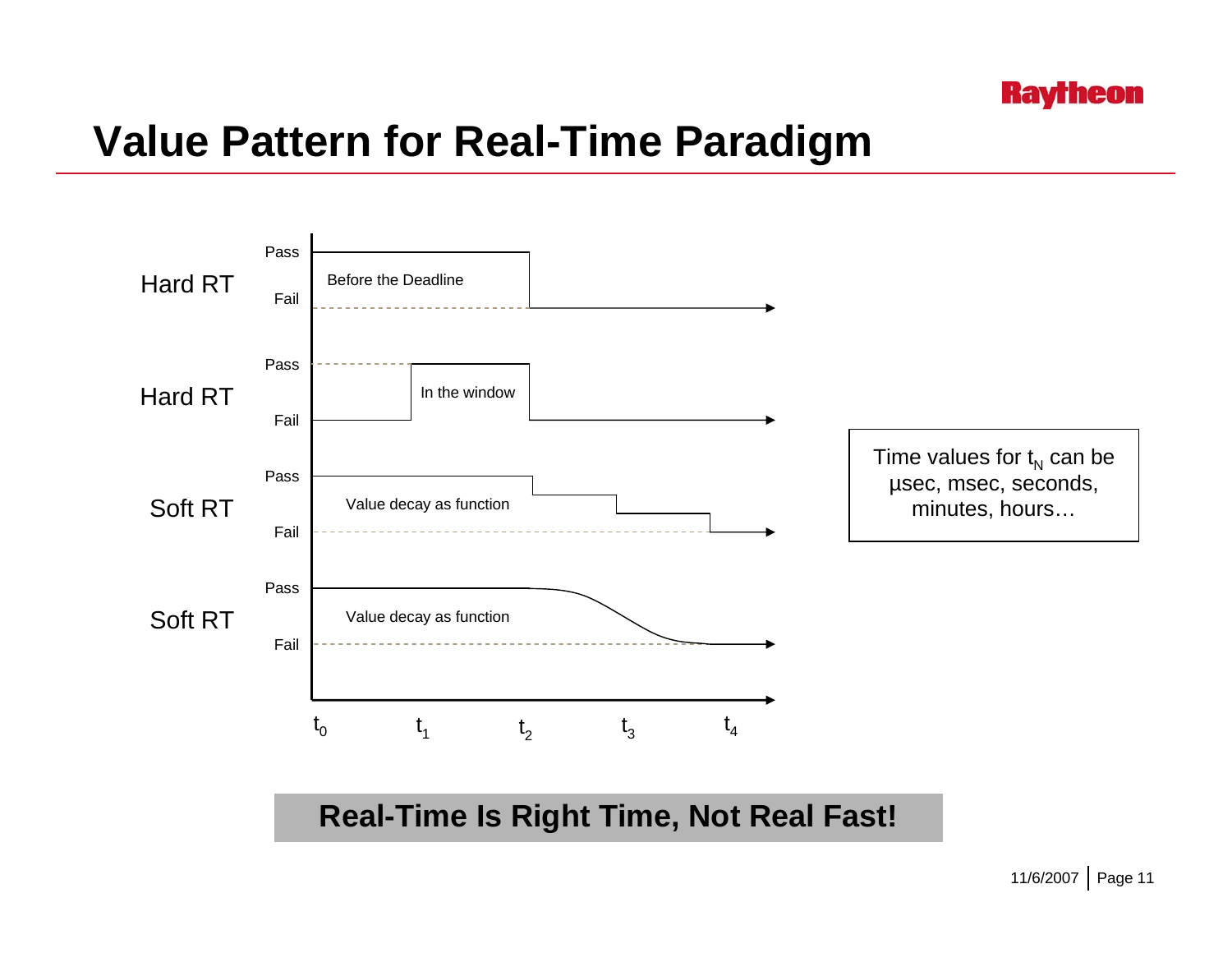# Value Pattern for Real-Time Paradigm

Hard RT — Pass / Fail — Before the Deadline

Hard RT — Pass / Fail — In the window

Soft RT — Pass / Fail — Value decay as function

Soft RT — Pass / Fail — Value decay as function

$t_0$ $t_1$ $t_2$ $t_3$ $t_4$

Time values for $t_N$ can be µsec, msec, seconds, minutes, hours…

**Real-Time Is Right Time, Not Real Fast!**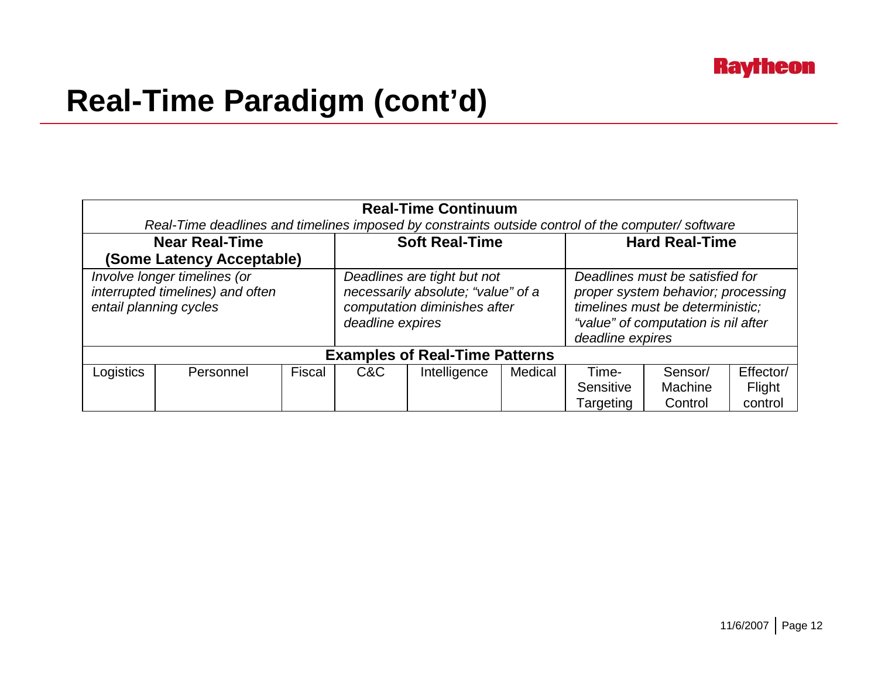# Real-Time Paradigm (cont'd)

| **Real-Time Continuum** *Real-Time deadlines and timelines imposed by constraints outside control of the computer/ software* | | | | | | | | |
|---|---|---|---|---|---|---|---|---|
| **Near Real-Time (Some Latency Acceptable)** | | | **Soft Real-Time** | | | **Hard Real-Time** | | |
| *Involve longer timelines (or interrupted timelines) and often entail planning cycles* | | | *Deadlines are tight but not necessarily absolute; "value" of a computation diminishes after deadline expires* | | | *Deadlines must be satisfied for proper system behavior; processing timelines must be deterministic; "value" of computation is nil after deadline expires* | | |
| **Examples of Real-Time Patterns** | | | | | | | | |
| Logistics | Personnel | Fiscal | C&C | Intelligence | Medical | Time-Sensitive Targeting | Sensor/ Machine Control | Effector/ Flight control |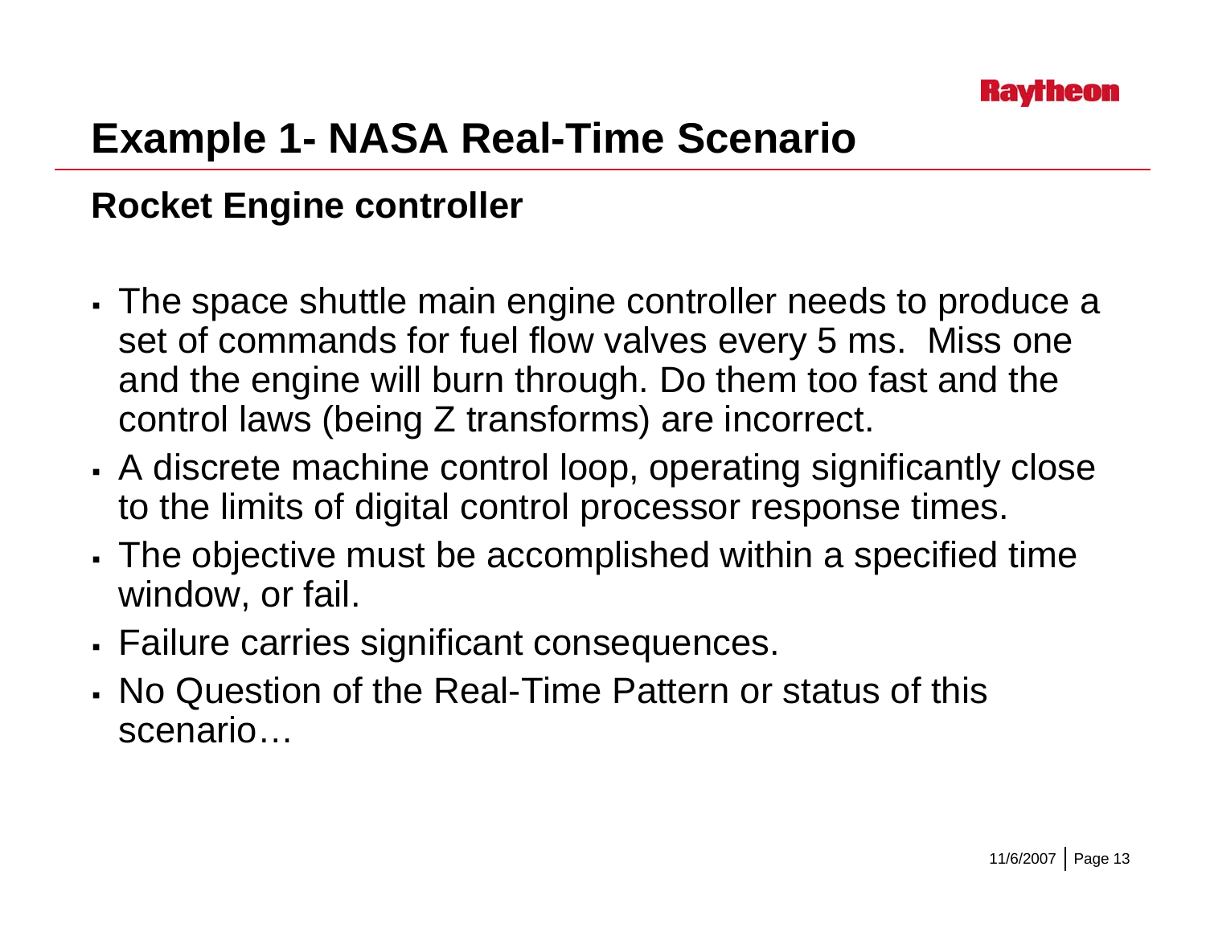# Example 1- NASA Real-Time Scenario

## Rocket Engine controller

- The space shuttle main engine controller needs to produce a set of commands for fuel flow valves every 5 ms.  Miss one and the engine will burn through. Do them too fast and the control laws (being Z transforms) are incorrect.
- A discrete machine control loop, operating significantly close to the limits of digital control processor response times.
- The objective must be accomplished within a specified time window, or fail.
- Failure carries significant consequences.
- No Question of the Real-Time Pattern or status of this scenario…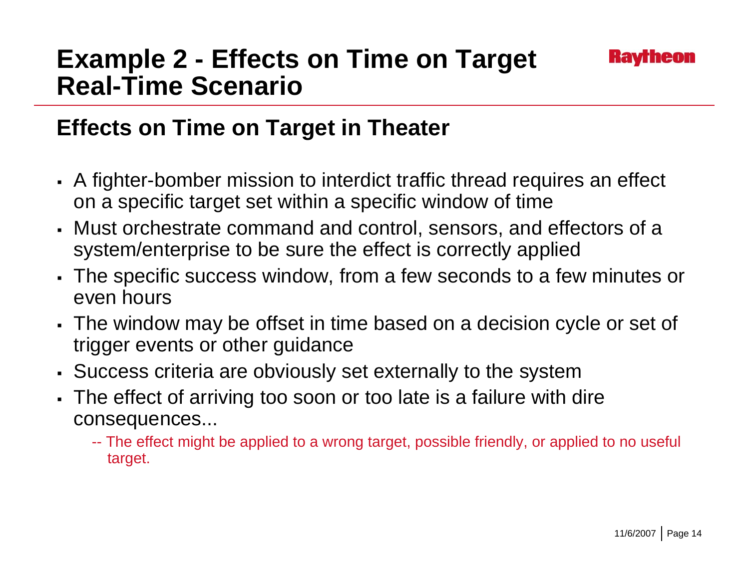# Example 2 - Effects on Time on Target Real-Time Scenario

## Effects on Time on Target in Theater

- A fighter-bomber mission to interdict traffic thread requires an effect on a specific target set within a specific window of time
- Must orchestrate command and control, sensors, and effectors of a system/enterprise to be sure the effect is correctly applied
- The specific success window, from a few seconds to a few minutes or even hours
- The window may be offset in time based on a decision cycle or set of trigger events or other guidance
- Success criteria are obviously set externally to the system
- The effect of arriving too soon or too late is a failure with dire consequences...
  - -- The effect might be applied to a wrong target, possible friendly, or applied to no useful target.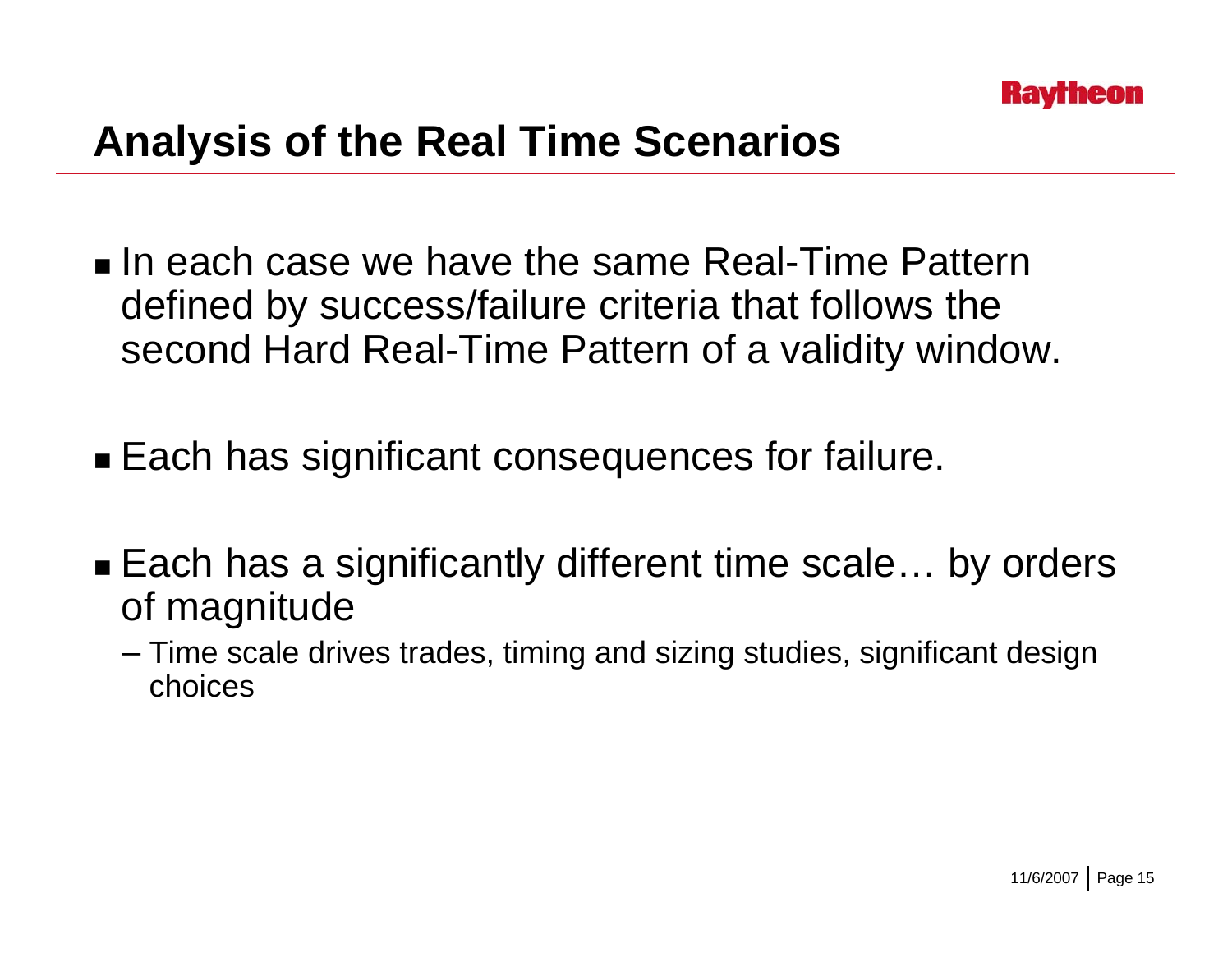# Analysis of the Real Time Scenarios

- In each case we have the same Real-Time Pattern defined by success/failure criteria that follows the second Hard Real-Time Pattern of a validity window.
- Each has significant consequences for failure.
- Each has a significantly different time scale… by orders of magnitude
  - Time scale drives trades, timing and sizing studies, significant design choices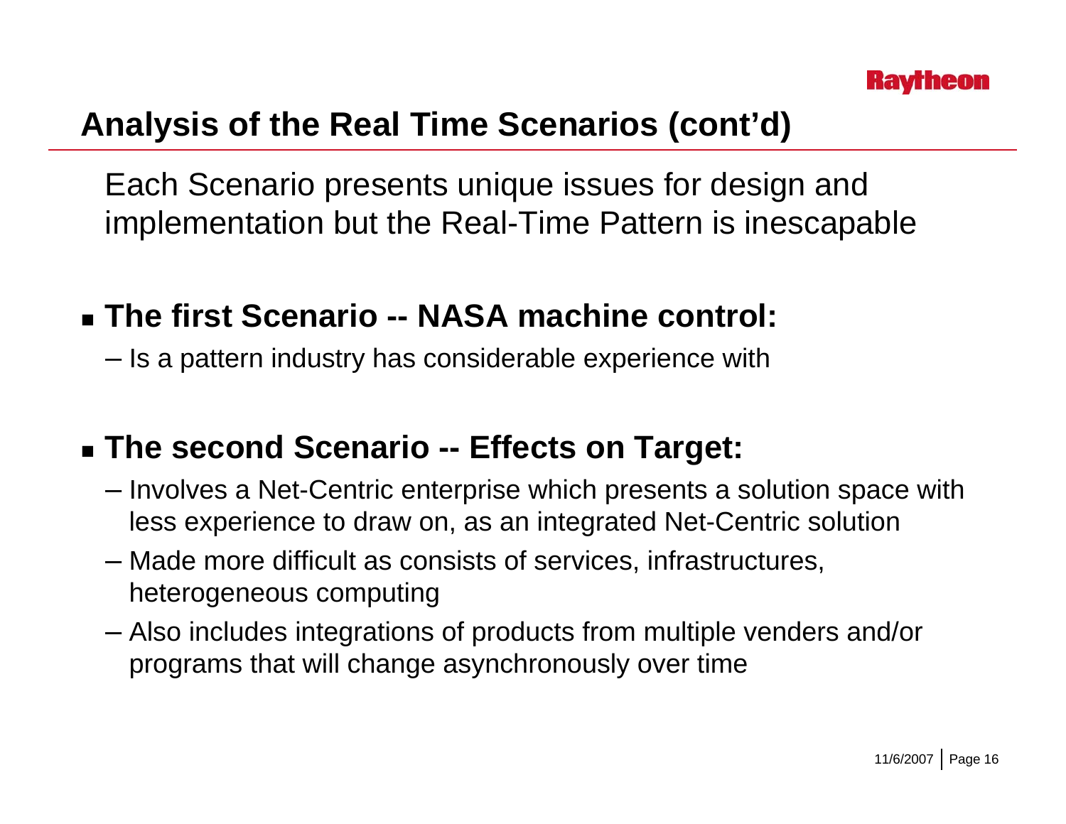# Analysis of the Real Time Scenarios (cont'd)

Each Scenario presents unique issues for design and implementation but the Real-Time Pattern is inescapable

- **The first Scenario -- NASA machine control:**
  - Is a pattern industry has considerable experience with
- **The second Scenario -- Effects on Target:**
  - Involves a Net-Centric enterprise which presents a solution space with less experience to draw on, as an integrated Net-Centric solution
  - Made more difficult as consists of services, infrastructures, heterogeneous computing
  - Also includes integrations of products from multiple venders and/or programs that will change asynchronously over time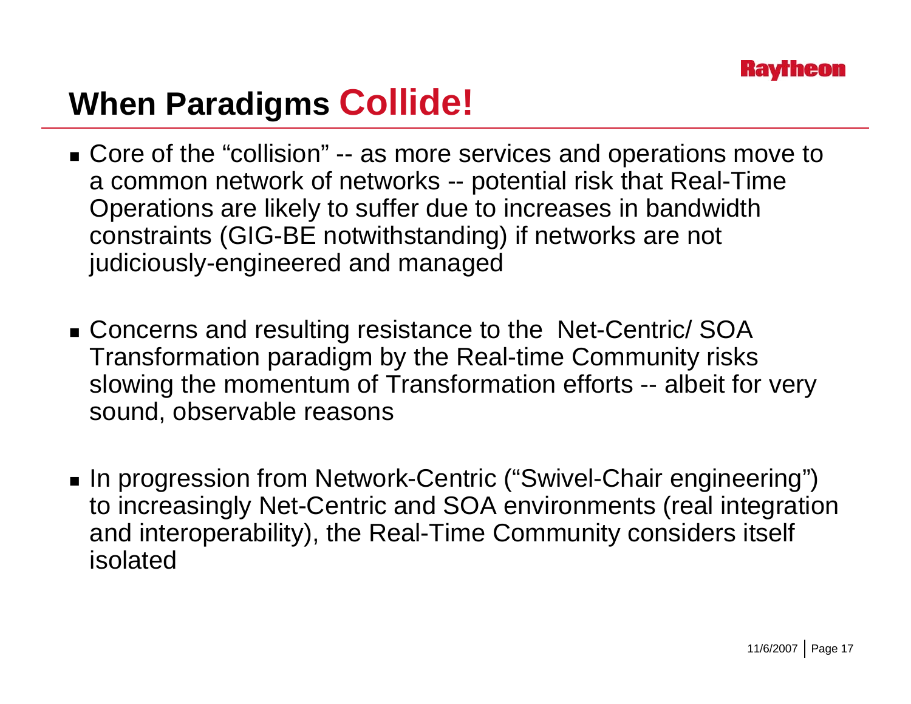# When Paradigms Collide!

- Core of the "collision" -- as more services and operations move to a common network of networks -- potential risk that Real-Time Operations are likely to suffer due to increases in bandwidth constraints (GIG-BE notwithstanding) if networks are not judiciously-engineered and managed
- Concerns and resulting resistance to the Net-Centric/ SOA Transformation paradigm by the Real-time Community risks slowing the momentum of Transformation efforts -- albeit for very sound, observable reasons
- In progression from Network-Centric ("Swivel-Chair engineering") to increasingly Net-Centric and SOA environments (real integration and interoperability), the Real-Time Community considers itself isolated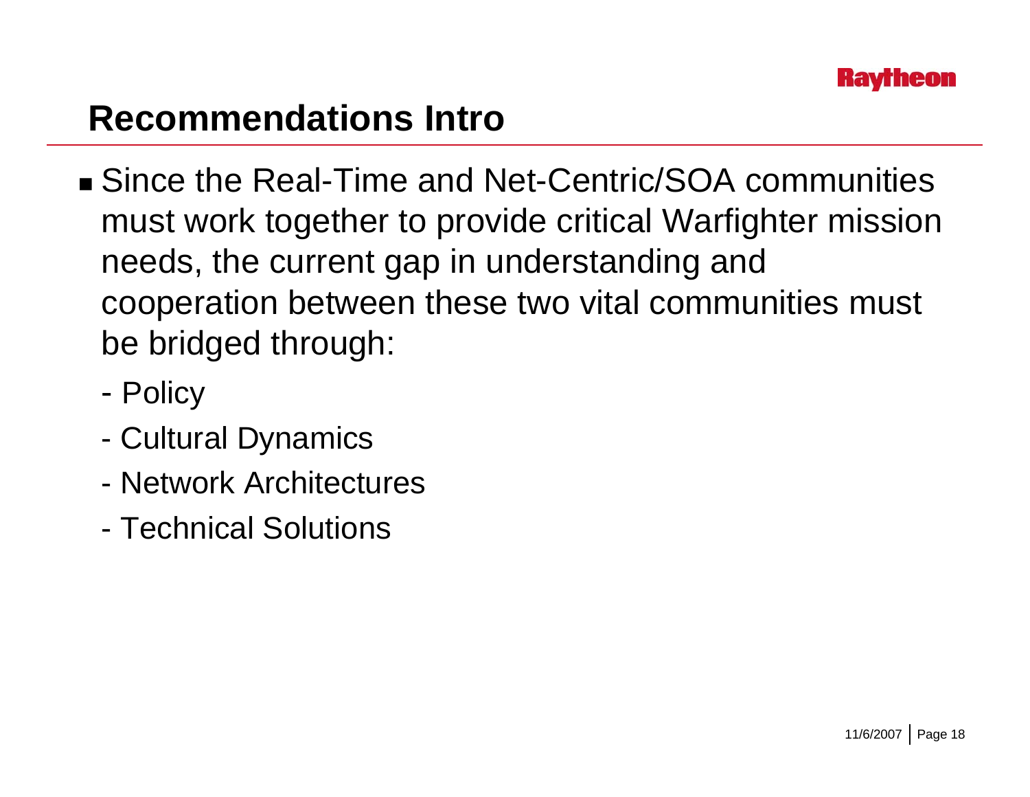## Recommendations Intro

- Since the Real-Time and Net-Centric/SOA communities must work together to provide critical Warfighter mission needs, the current gap in understanding and cooperation between these two vital communities must be bridged through:
  - Policy
  - Cultural Dynamics
  - Network Architectures
  - Technical Solutions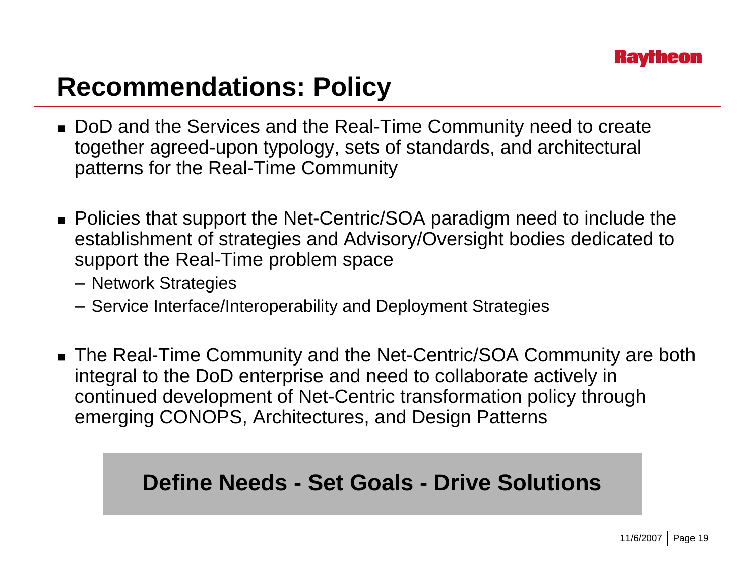# Recommendations: Policy

- DoD and the Services and the Real-Time Community need to create together agreed-upon typology, sets of standards, and architectural patterns for the Real-Time Community

- Policies that support the Net-Centric/SOA paradigm need to include the establishment of strategies and Advisory/Oversight bodies dedicated to support the Real-Time problem space
  - Network Strategies
  - Service Interface/Interoperability and Deployment Strategies

- The Real-Time Community and the Net-Centric/SOA Community are both integral to the DoD enterprise and need to collaborate actively in continued development of Net-Centric transformation policy through emerging CONOPS, Architectures, and Design Patterns

**Define Needs - Set Goals - Drive Solutions**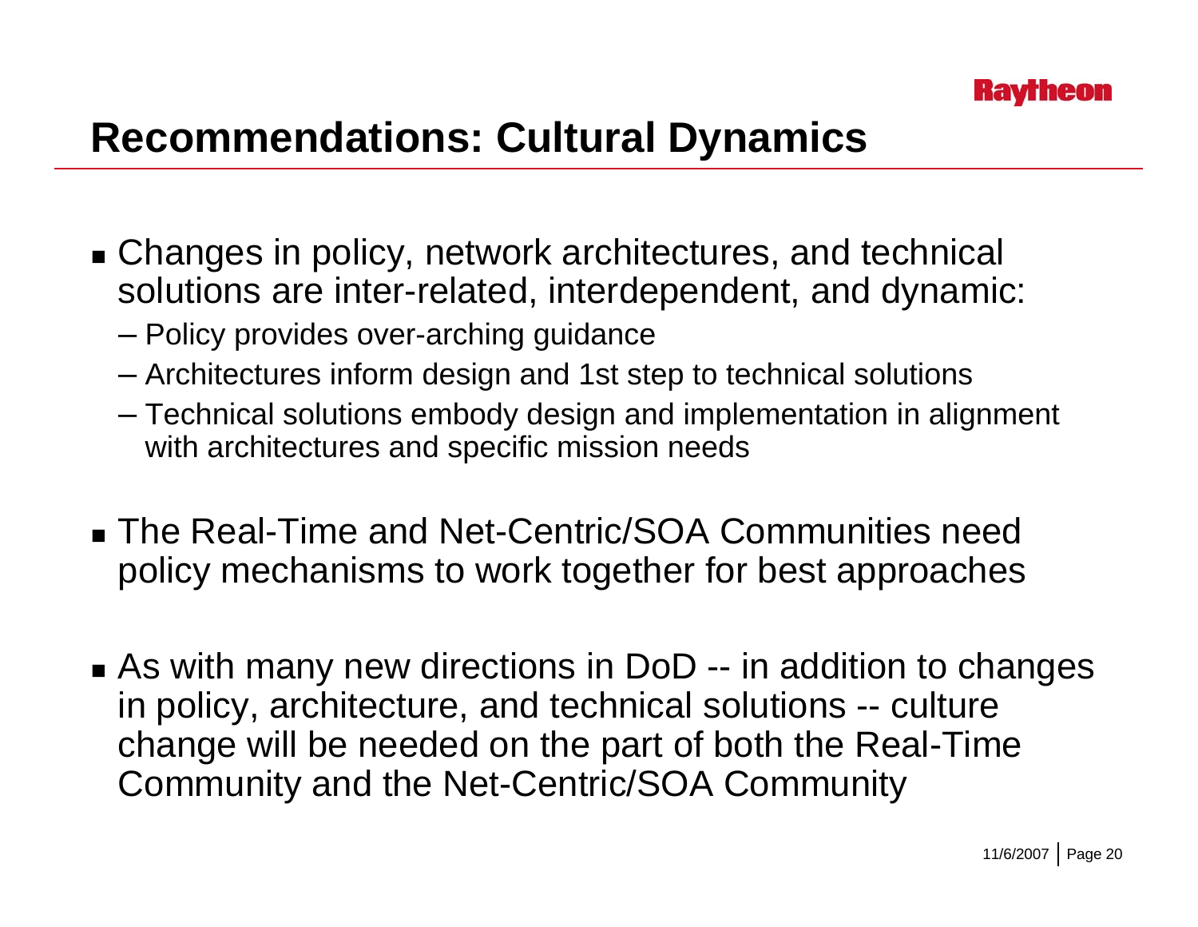## Recommendations: Cultural Dynamics

- Changes in policy, network architectures, and technical solutions are inter-related, interdependent, and dynamic:
  - Policy provides over-arching guidance
  - Architectures inform design and 1st step to technical solutions
  - Technical solutions embody design and implementation in alignment with architectures and specific mission needs
- The Real-Time and Net-Centric/SOA Communities need policy mechanisms to work together for best approaches
- As with many new directions in DoD -- in addition to changes in policy, architecture, and technical solutions -- culture change will be needed on the part of both the Real-Time Community and the Net-Centric/SOA Community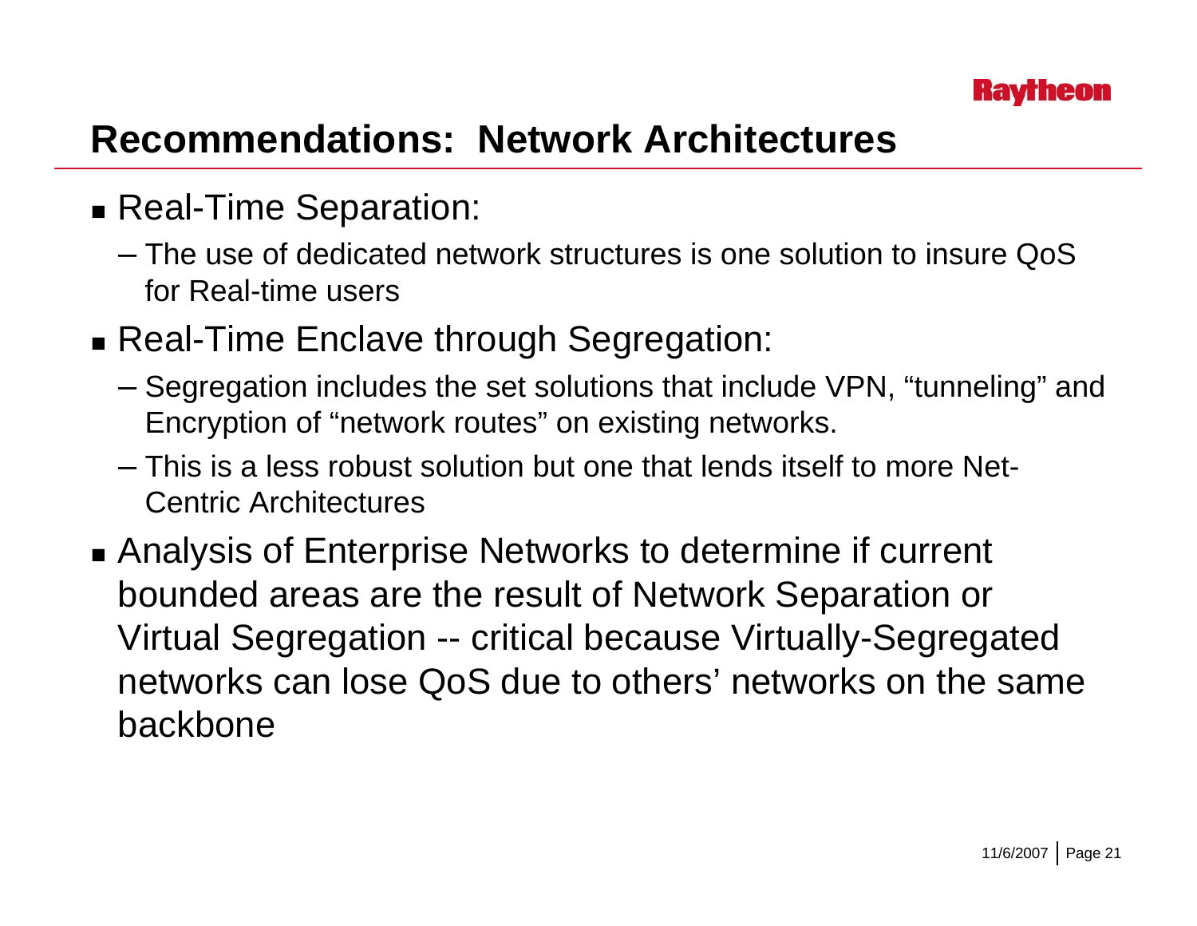# Recommendations: Network Architectures

- Real-Time Separation:
  - The use of dedicated network structures is one solution to insure QoS for Real-time users
- Real-Time Enclave through Segregation:
  - Segregation includes the set solutions that include VPN, “tunneling” and Encryption of “network routes” on existing networks.
  - This is a less robust solution but one that lends itself to more Net-Centric Architectures
- Analysis of Enterprise Networks to determine if current bounded areas are the result of Network Separation or Virtual Segregation -- critical because Virtually-Segregated networks can lose QoS due to others’ networks on the same backbone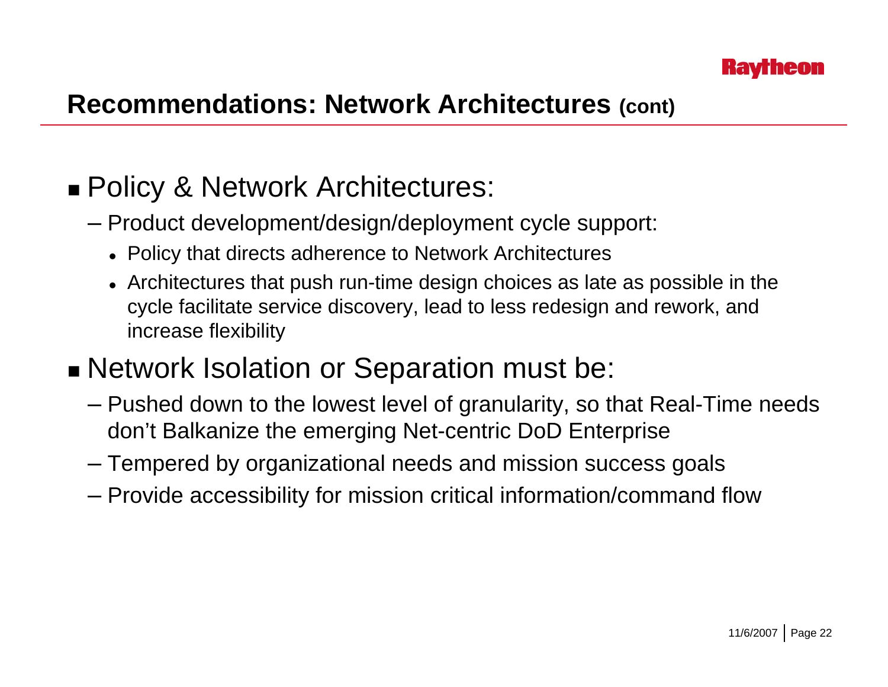## Recommendations: Network Architectures (cont)

- Policy & Network Architectures:
  - Product development/design/deployment cycle support:
    - Policy that directs adherence to Network Architectures
    - Architectures that push run-time design choices as late as possible in the cycle facilitate service discovery, lead to less redesign and rework, and increase flexibility
- Network Isolation or Separation must be:
  - Pushed down to the lowest level of granularity, so that Real-Time needs don't Balkanize the emerging Net-centric DoD Enterprise
  - Tempered by organizational needs and mission success goals
  - Provide accessibility for mission critical information/command flow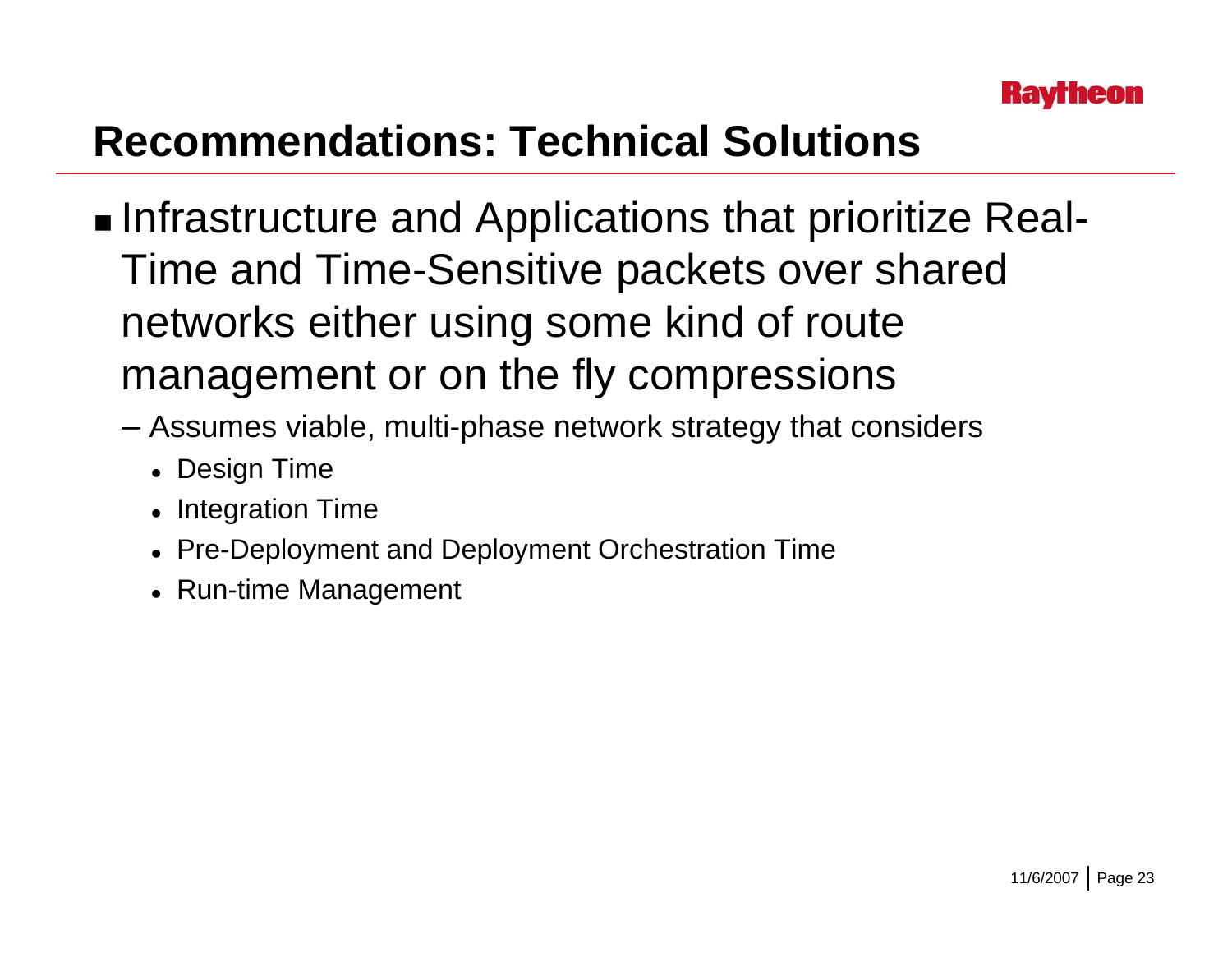# Recommendations: Technical Solutions

- Infrastructure and Applications that prioritize Real-Time and Time-Sensitive packets over shared networks either using some kind of route management or on the fly compressions
  - Assumes viable, multi-phase network strategy that considers
    - Design Time
    - Integration Time
    - Pre-Deployment and Deployment Orchestration Time
    - Run-time Management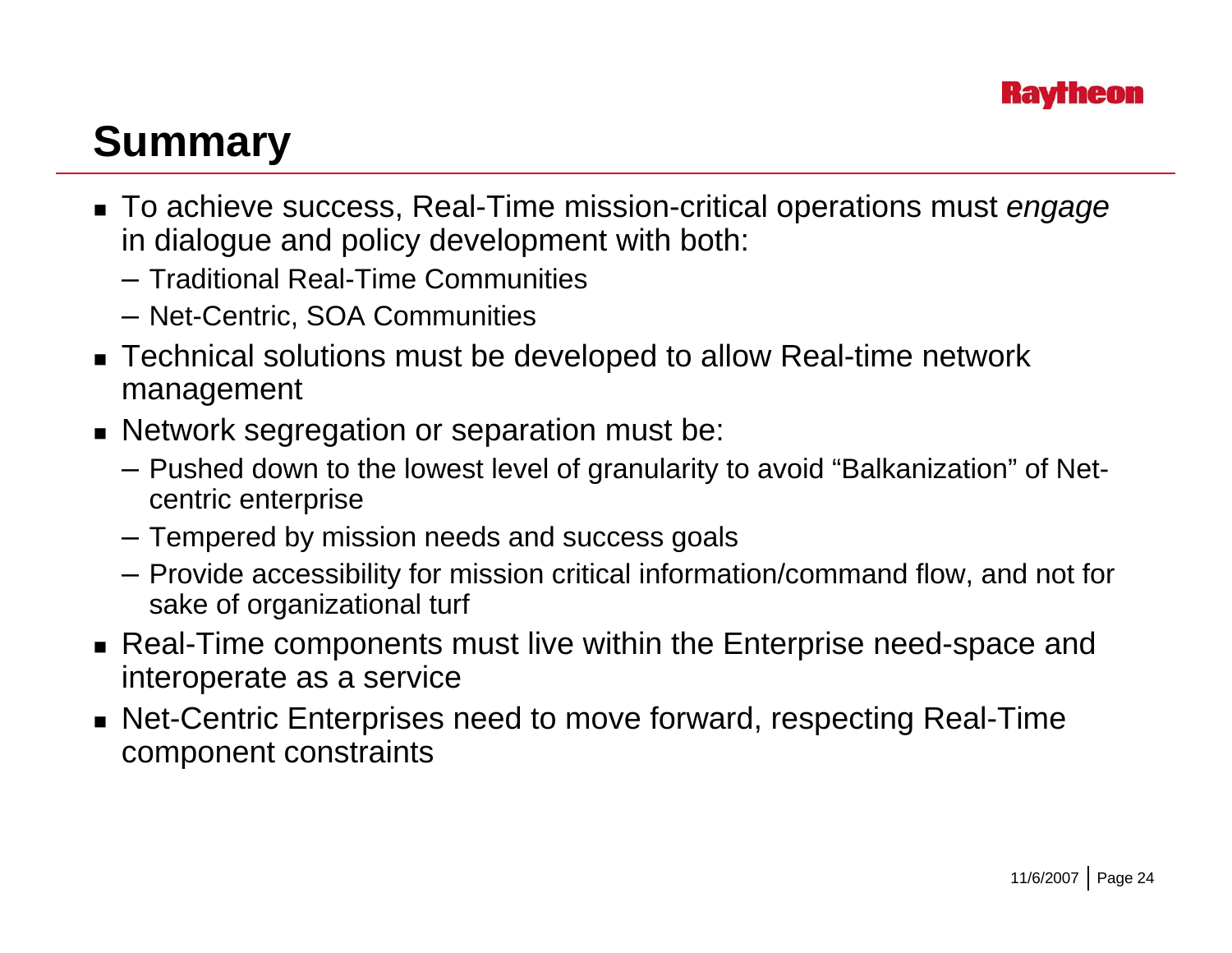# Summary

- To achieve success, Real-Time mission-critical operations must *engage* in dialogue and policy development with both:
  - Traditional Real-Time Communities
  - Net-Centric, SOA Communities
- Technical solutions must be developed to allow Real-time network management
- Network segregation or separation must be:
  - Pushed down to the lowest level of granularity to avoid "Balkanization" of Net-centric enterprise
  - Tempered by mission needs and success goals
  - Provide accessibility for mission critical information/command flow, and not for sake of organizational turf
- Real-Time components must live within the Enterprise need-space and interoperate as a service
- Net-Centric Enterprises need to move forward, respecting Real-Time component constraints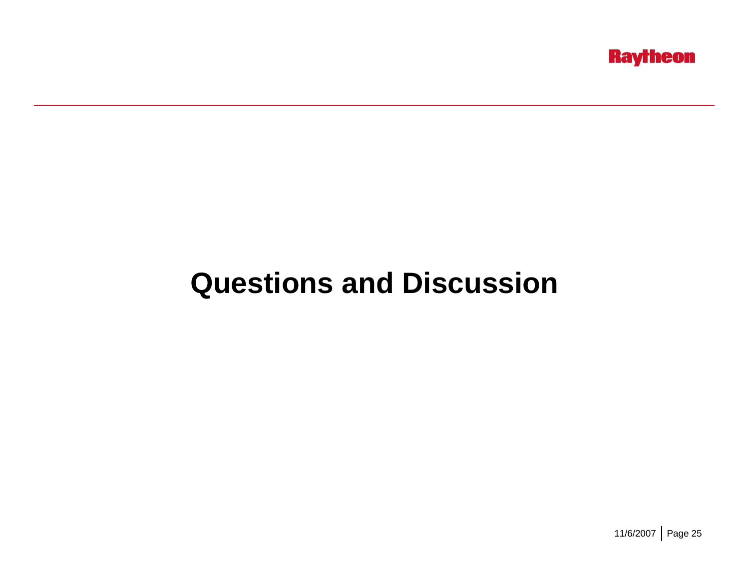# Questions and Discussion